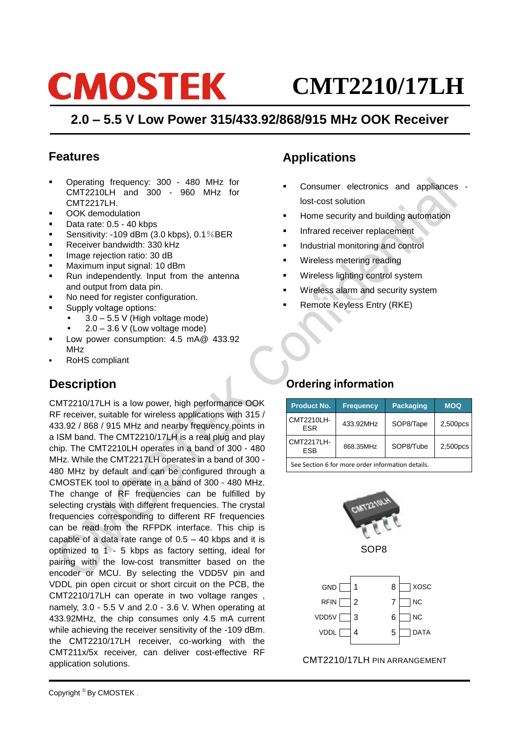# CMOSTEK CMT2210/17LH

## 2.0 – 5.5 V Low Power 315/433.92/868/915 MHz OOK Receiver

## Features

- Operating frequency: 300 - 480 MHz for CMT2210LH and 300 - 960 MHz for CMT2217LH.
- OOK demodulation
- Data rate: 0.5 - 40 kbps
- Sensitivity: -109 dBm (3.0 kbps), 0.1%BER
- Receiver bandwidth: 330 kHz
- Image rejection ratio: 30 dB
- Maximum input signal: 10 dBm
- Run independently. Input from the antenna and output from data pin.
- No need for register configuration.
- Supply voltage options:
  - 3.0 – 5.5 V (High voltage mode)
  - 2.0 – 3.6 V (Low voltage mode)
- Low power consumption: 4.5 mA@ 433.92 MHz
- RoHS compliant

## Applications

- Consumer electronics and appliances - lost-cost solution
- Home security and building automation
- Infrared receiver replacement
- Industrial monitoring and control
- Wireless metering reading
- Wireless lighting control system
- Wireless alarm and security system
- Remote Keyless Entry (RKE)

## Description

CMT2210/17LH is a low power, high performance OOK RF receiver, suitable for wireless applications with 315 / 433.92 / 868 / 915 MHz and nearby frequency points in a ISM band. The CMT2210/17LH is a real plug and play chip. The CMT2210LH operates in a band of 300 - 480 MHz. While the CMT2217LH operates in a band of 300 - 480 MHz by default and can be configured through a CMOSTEK tool to operate in a band of 300 - 480 MHz. The change of RF frequencies can be fulfilled by selecting crystals with different frequencies. The crystal frequencies corresponding to different RF frequencies can be read from the RFPDK interface. This chip is capable of a data rate range of 0.5 – 40 kbps and it is optimized to 1 - 5 kbps as factory setting, ideal for pairing with the low-cost transmitter based on the encoder or MCU. By selecting the VDD5V pin and VDDL pin open circuit or short circuit on the PCB, the CMT2210/17LH can operate in two voltage ranges , namely, 3.0 - 5.5 V and 2.0 - 3.6 V. When operating at 433.92MHz, the chip consumes only 4.5 mA current while achieving the receiver sensitivity of -109 dBm. the CMT2210/17LH receiver, co-working with the CMT211x/5x receiver, can deliver cost-effective RF application solutions.

## Ordering information

| Product No. | Frequency | Packaging | MOQ |
| --- | --- | --- | --- |
| CMT2210LH-ESR | 433.92MHz | SOP8/Tape | 2,500pcs |
| CMT2217LH-ESB | 868.35MHz | SOP8/Tube | 2,500pcs |

See Section 6 for more order information details.

SOP8

| Pin name | Pin | Pin | Pin name |
| --- | --- | --- | --- |
| GND | 1 | 8 | XOSC |
| RFIN | 2 | 7 | NC |
| VDD5V | 3 | 6 | NC |
| VDDL | 4 | 5 | DATA |

CMT2210/17LH PIN ARRANGEMENT

Copyright © By CMOSTEK .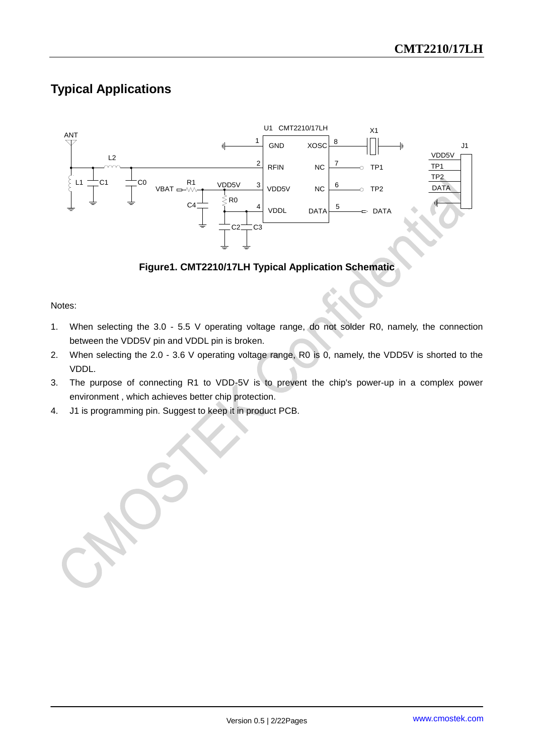## Typical Applications

**Figure1. CMT2210/17LH Typical Application Schematic**

Notes:

1. When selecting the 3.0 - 5.5 V operating voltage range, do not solder R0, namely, the connection between the VDD5V pin and VDDL pin is broken.
2. When selecting the 2.0 - 3.6 V operating voltage range, R0 is 0, namely, the VDD5V is shorted to the VDDL.
3. The purpose of connecting R1 to VDD-5V is to prevent the chip's power-up in a complex power environment , which achieves better chip protection.
4. J1 is programming pin. Suggest to keep it in product PCB.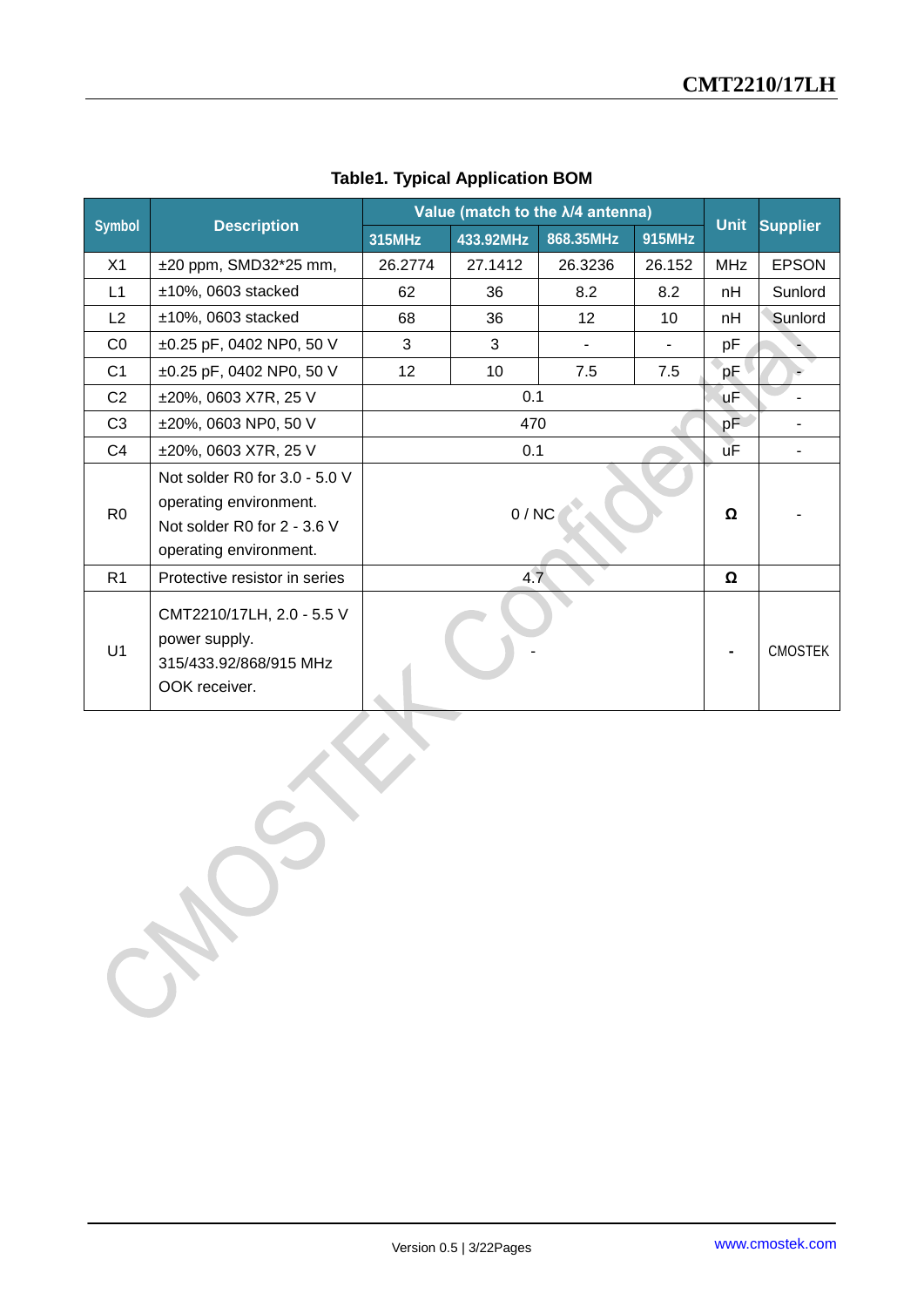**Table1. Typical Application BOM**

| Symbol | Description | Value (match to the λ/4 antenna) | | | | Unit | Supplier |
|---|---|---|---|---|---|---|---|
| | | 315MHz | 433.92MHz | 868.35MHz | 915MHz | | |
| X1 | ±20 ppm, SMD32*25 mm, | 26.2774 | 27.1412 | 26.3236 | 26.152 | MHz | EPSON |
| L1 | ±10%, 0603 stacked | 62 | 36 | 8.2 | 8.2 | nH | Sunlord |
| L2 | ±10%, 0603 stacked | 68 | 36 | 12 | 10 | nH | Sunlord |
| C0 | ±0.25 pF, 0402 NP0, 50 V | 3 | 3 | - | - | pF | - |
| C1 | ±0.25 pF, 0402 NP0, 50 V | 12 | 10 | 7.5 | 7.5 | pF | - |
| C2 | ±20%, 0603 X7R, 25 V | 0.1 | | | | uF | - |
| C3 | ±20%, 0603 NP0, 50 V | 470 | | | | pF | - |
| C4 | ±20%, 0603 X7R, 25 V | 0.1 | | | | uF | - |
| R0 | Not solder R0 for 3.0 - 5.0 V operating environment. Not solder R0 for 2 - 3.6 V operating environment. | 0 / NC | | | | Ω | - |
| R1 | Protective resistor in series | 4.7 | | | | Ω | |
| U1 | CMT2210/17LH, 2.0 - 5.5 V power supply. 315/433.92/868/915 MHz OOK receiver. | - | | | | - | CMOSTEK |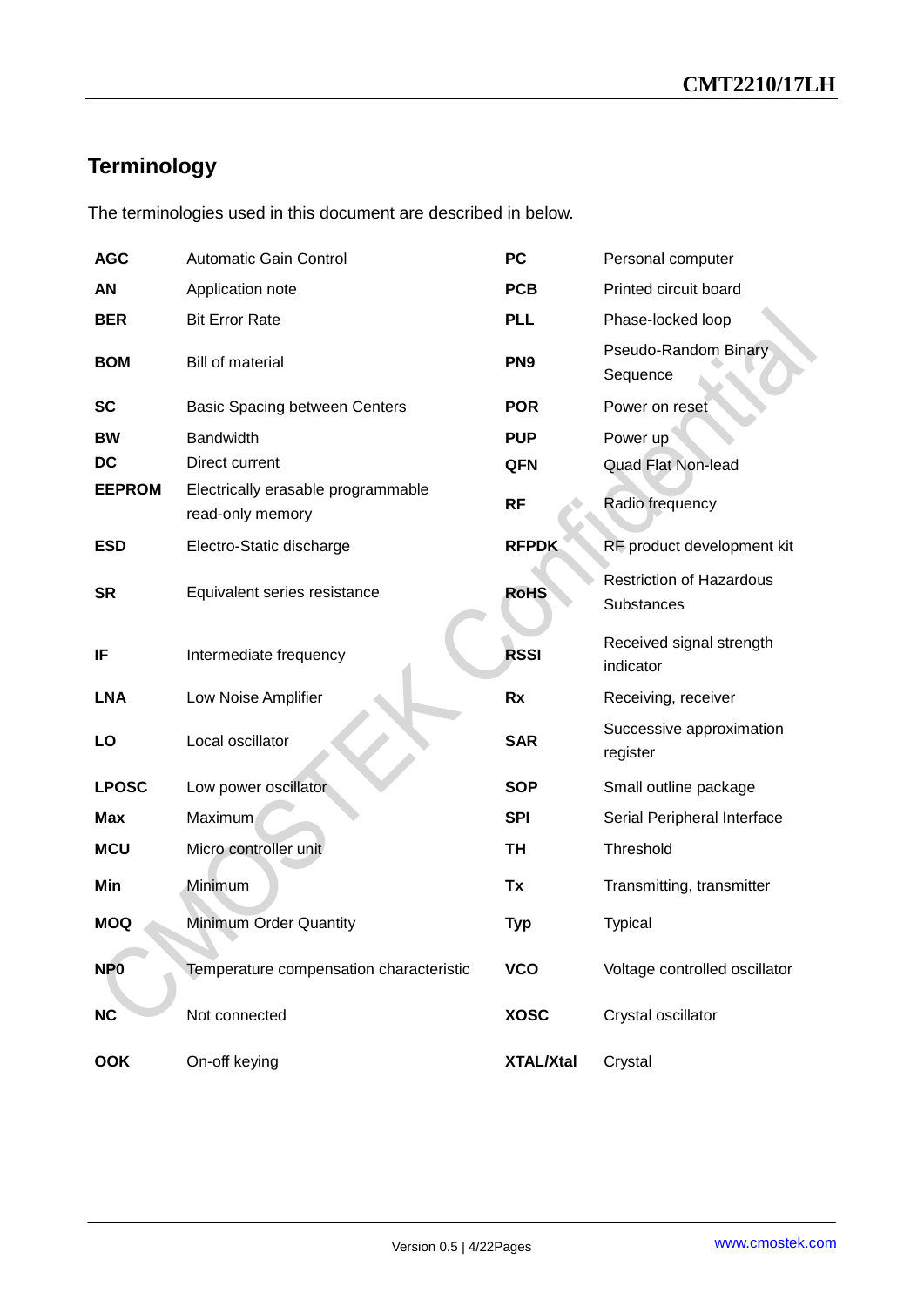# Terminology

The terminologies used in this document are described in below.

| | | | |
|---|---|---|---|
| **AGC** | Automatic Gain Control | **PC** | Personal computer |
| **AN** | Application note | **PCB** | Printed circuit board |
| **BER** | Bit Error Rate | **PLL** | Phase-locked loop |
| **BOM** | Bill of material | **PN9** | Pseudo-Random Binary Sequence |
| **SC** | Basic Spacing between Centers | **POR** | Power on reset |
| **BW** | Bandwidth | **PUP** | Power up |
| **DC** | Direct current | **QFN** | Quad Flat Non-lead |
| **EEPROM** | Electrically erasable programmable read-only memory | **RF** | Radio frequency |
| **ESD** | Electro-Static discharge | **RFPDK** | RF product development kit |
| **SR** | Equivalent series resistance | **RoHS** | Restriction of Hazardous Substances |
| **IF** | Intermediate frequency | **RSSI** | Received signal strength indicator |
| **LNA** | Low Noise Amplifier | **Rx** | Receiving, receiver |
| **LO** | Local oscillator | **SAR** | Successive approximation register |
| **LPOSC** | Low power oscillator | **SOP** | Small outline package |
| **Max** | Maximum | **SPI** | Serial Peripheral Interface |
| **MCU** | Micro controller unit | **TH** | Threshold |
| **Min** | Minimum | **Tx** | Transmitting, transmitter |
| **MOQ** | Minimum Order Quantity | **Typ** | Typical |
| **NP0** | Temperature compensation characteristic | **VCO** | Voltage controlled oscillator |
| **NC** | Not connected | **XOSC** | Crystal oscillator |
| **OOK** | On-off keying | **XTAL/Xtal** | Crystal |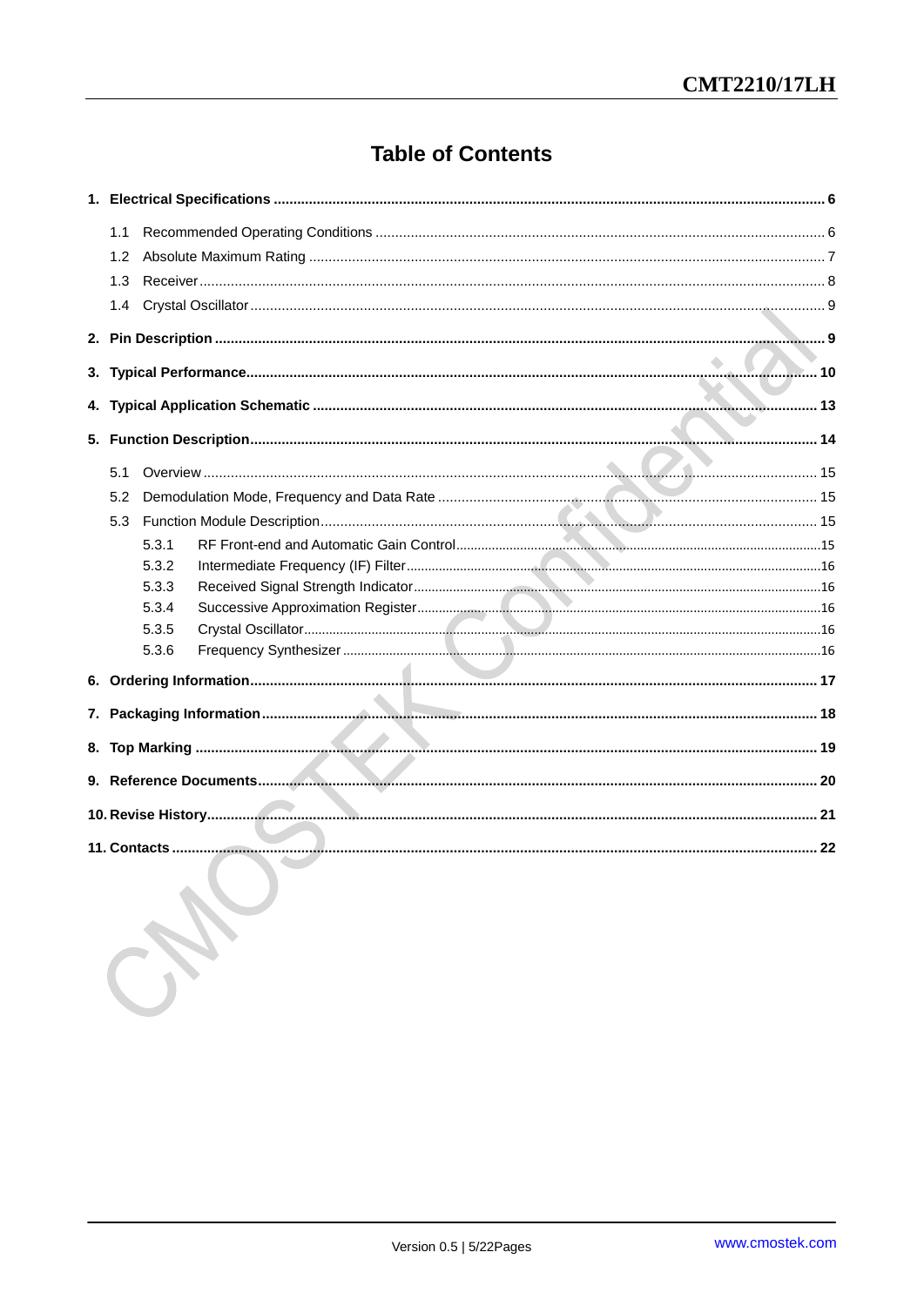# Table of Contents

1. Electrical Specifications ........................................................ 6
   - 1.1 Recommended Operating Conditions ........................................................ 6
   - 1.2 Absolute Maximum Rating ........................................................ 7
   - 1.3 Receiver ........................................................ 8
   - 1.4 Crystal Oscillator ........................................................ 9
2. Pin Description ........................................................ 9
3. Typical Performance ........................................................ 10
4. Typical Application Schematic ........................................................ 13
5. Function Description ........................................................ 14
   - 5.1 Overview ........................................................ 15
   - 5.2 Demodulation Mode, Frequency and Data Rate ........................................................ 15
   - 5.3 Function Module Description ........................................................ 15
     - 5.3.1 RF Front-end and Automatic Gain Control ........................................................ 15
     - 5.3.2 Intermediate Frequency (IF) Filter ........................................................ 16
     - 5.3.3 Received Signal Strength Indicator ........................................................ 16
     - 5.3.4 Successive Approximation Register ........................................................ 16
     - 5.3.5 Crystal Oscillator ........................................................ 16
     - 5.3.6 Frequency Synthesizer ........................................................ 16
6. Ordering Information ........................................................ 17
7. Packaging Information ........................................................ 18
8. Top Marking ........................................................ 19
9. Reference Documents ........................................................ 20
10. Revise History ........................................................ 21
11. Contacts ........................................................ 22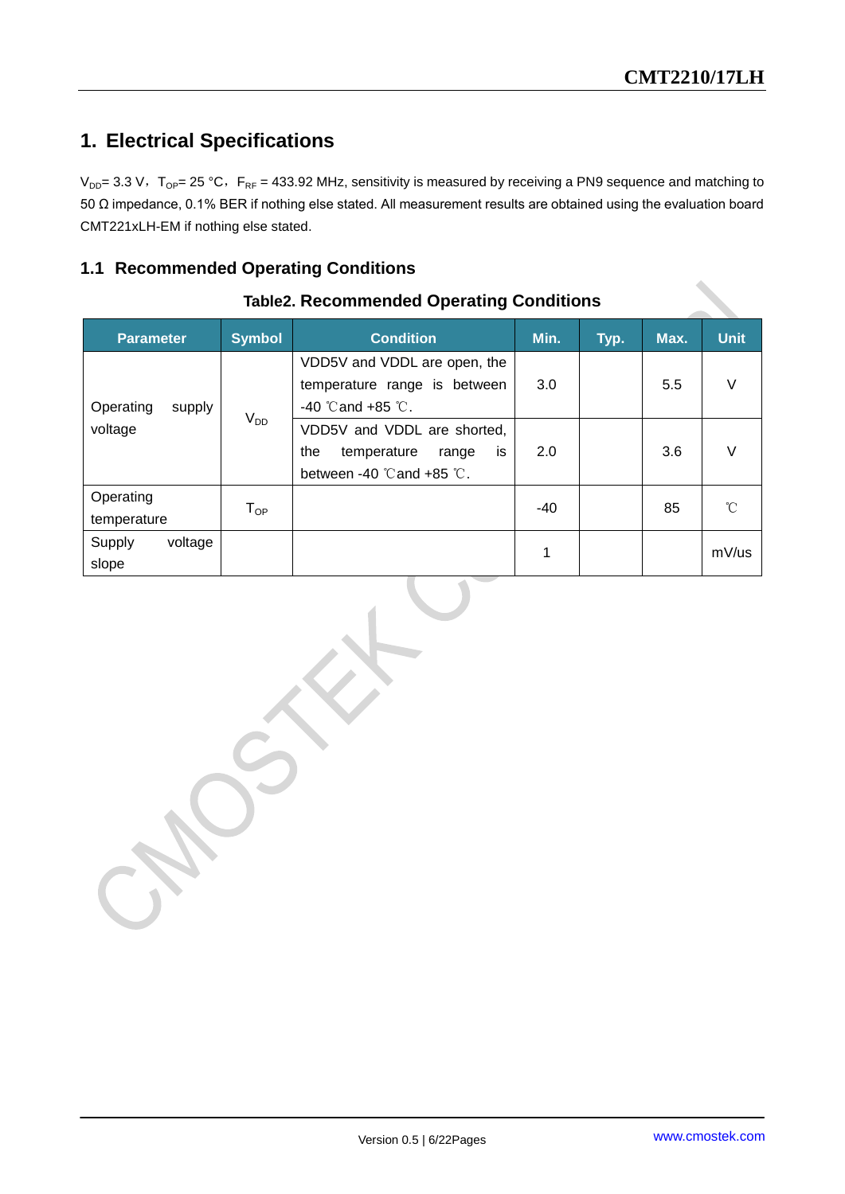# 1. Electrical Specifications

$V_{DD}$= 3.3 V，$T_{OP}$= 25 °C，$F_{RF}$ = 433.92 MHz, sensitivity is measured by receiving a PN9 sequence and matching to 50 Ω impedance, 0.1% BER if nothing else stated. All measurement results are obtained using the evaluation board CMT221xLH-EM if nothing else stated.

## 1.1 Recommended Operating Conditions

**Table2. Recommended Operating Conditions**

| Parameter | Symbol | Condition | Min. | Typ. | Max. | Unit |
|---|---|---|---|---|---|---|
| Operating supply voltage | $V_{DD}$ | VDD5V and VDDL are open, the temperature range is between -40 ℃and +85 ℃. | 3.0 | | 5.5 | V |
| | | VDD5V and VDDL are shorted, the temperature range is between -40 ℃and +85 ℃. | 2.0 | | 3.6 | V |
| Operating temperature | $T_{OP}$ | | -40 | | 85 | ℃ |
| Supply voltage slope | | | 1 | | | mV/us |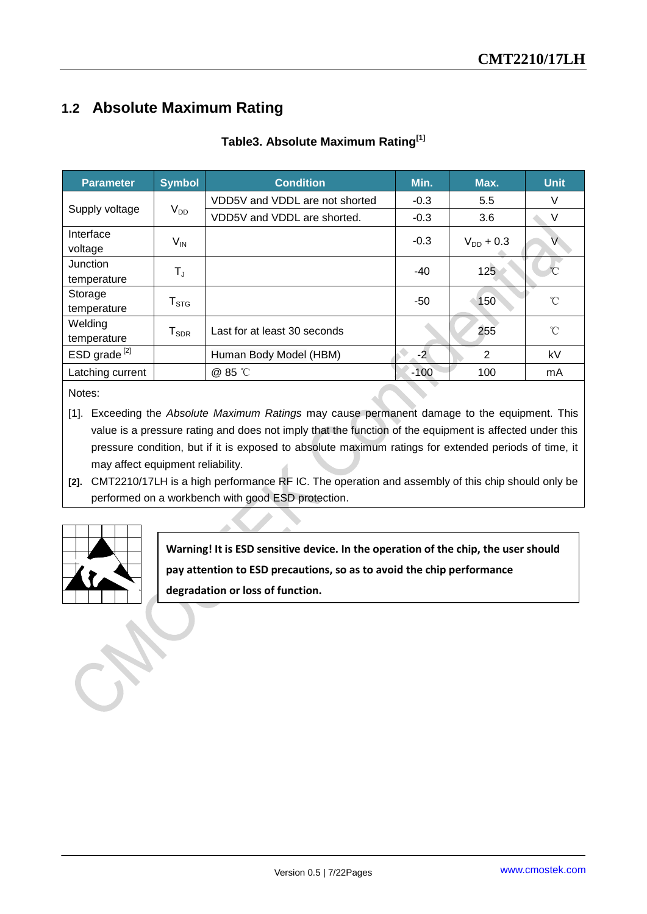## 1.2 Absolute Maximum Rating

**Table3. Absolute Maximum Rating[1]**

| Parameter | Symbol | Condition | Min. | Max. | Unit |
|---|---|---|---|---|---|
| Supply voltage | $V_{DD}$ | VDD5V and VDDL are not shorted | -0.3 | 5.5 | V |
| | | VDD5V and VDDL are shorted. | -0.3 | 3.6 | V |
| Interface voltage | $V_{IN}$ | | -0.3 | $V_{DD}$ + 0.3 | V |
| Junction temperature | $T_J$ | | -40 | 125 | ℃ |
| Storage temperature | $T_{STG}$ | | -50 | 150 | ℃ |
| Welding temperature | $T_{SDR}$ | Last for at least 30 seconds | | 255 | ℃ |
| ESD grade [2] | | Human Body Model (HBM) | -2 | 2 | kV |
| Latching current | | @ 85 ℃ | -100 | 100 | mA |

Notes:

[1]. Exceeding the *Absolute Maximum Ratings* may cause permanent damage to the equipment. This value is a pressure rating and does not imply that the function of the equipment is affected under this pressure condition, but if it is exposed to absolute maximum ratings for extended periods of time, it may affect equipment reliability.

**[2].** CMT2210/17LH is a high performance RF IC. The operation and assembly of this chip should only be performed on a workbench with good ESD protection.

**Warning! It is ESD sensitive device. In the operation of the chip, the user should pay attention to ESD precautions, so as to avoid the chip performance degradation or loss of function.**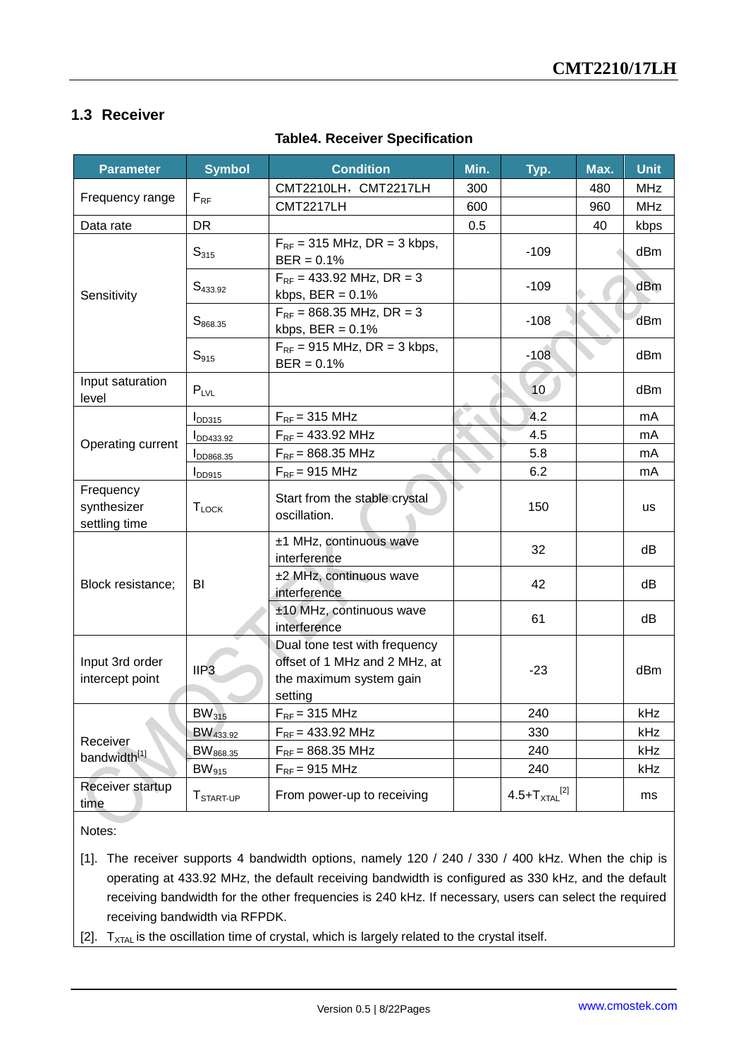## 1.3 Receiver

**Table4. Receiver Specification**

| Parameter | Symbol | Condition | Min. | Typ. | Max. | Unit |
|---|---|---|---|---|---|---|
| Frequency range | $F_{RF}$ | CMT2210LH，CMT2217LH | 300 | | 480 | MHz |
| | | CMT2217LH | 600 | | 960 | MHz |
| Data rate | DR | | 0.5 | | 40 | kbps |
| Sensitivity | $S_{315}$ | $F_{RF}$ = 315 MHz, DR = 3 kbps, BER = 0.1% | | -109 | | dBm |
| | $S_{433.92}$ | $F_{RF}$ = 433.92 MHz, DR = 3 kbps, BER = 0.1% | | -109 | | dBm |
| | $S_{868.35}$ | $F_{RF}$ = 868.35 MHz, DR = 3 kbps, BER = 0.1% | | -108 | | dBm |
| | $S_{915}$ | $F_{RF}$ = 915 MHz, DR = 3 kbps, BER = 0.1% | | -108 | | dBm |
| Input saturation level | $P_{LVL}$ | | | 10 | | dBm |
| Operating current | $I_{DD315}$ | $F_{RF}$ = 315 MHz | | 4.2 | | mA |
| | $I_{DD433.92}$ | $F_{RF}$ = 433.92 MHz | | 4.5 | | mA |
| | $I_{DD868.35}$ | $F_{RF}$ = 868.35 MHz | | 5.8 | | mA |
| | $I_{DD915}$ | $F_{RF}$ = 915 MHz | | 6.2 | | mA |
| Frequency synthesizer settling time | $T_{LOCK}$ | Start from the stable crystal oscillation. | | 150 | | us |
| Block resistance; | BI | ±1 MHz, continuous wave interference | | 32 | | dB |
| | | ±2 MHz, continuous wave interference | | 42 | | dB |
| | | ±10 MHz, continuous wave interference | | 61 | | dB |
| Input 3rd order intercept point | IIP3 | Dual tone test with frequency offset of 1 MHz and 2 MHz, at the maximum system gain setting | | -23 | | dBm |
| Receiver bandwidth[1] | $BW_{315}$ | $F_{RF}$ = 315 MHz | | 240 | | kHz |
| | $BW_{433.92}$ | $F_{RF}$ = 433.92 MHz | | 330 | | kHz |
| | $BW_{868.35}$ | $F_{RF}$ = 868.35 MHz | | 240 | | kHz |
| | $BW_{915}$ | $F_{RF}$ = 915 MHz | | 240 | | kHz |
| Receiver startup time | $T_{START-UP}$ | From power-up to receiving | | $4.5+T_{XTAL}$[2] | | ms |

Notes:

[1]. The receiver supports 4 bandwidth options, namely 120 / 240 / 330 / 400 kHz. When the chip is operating at 433.92 MHz, the default receiving bandwidth is configured as 330 kHz, and the default receiving bandwidth for the other frequencies is 240 kHz. If necessary, users can select the required receiving bandwidth via RFPDK.

[2]. $T_{XTAL}$ is the oscillation time of crystal, which is largely related to the crystal itself.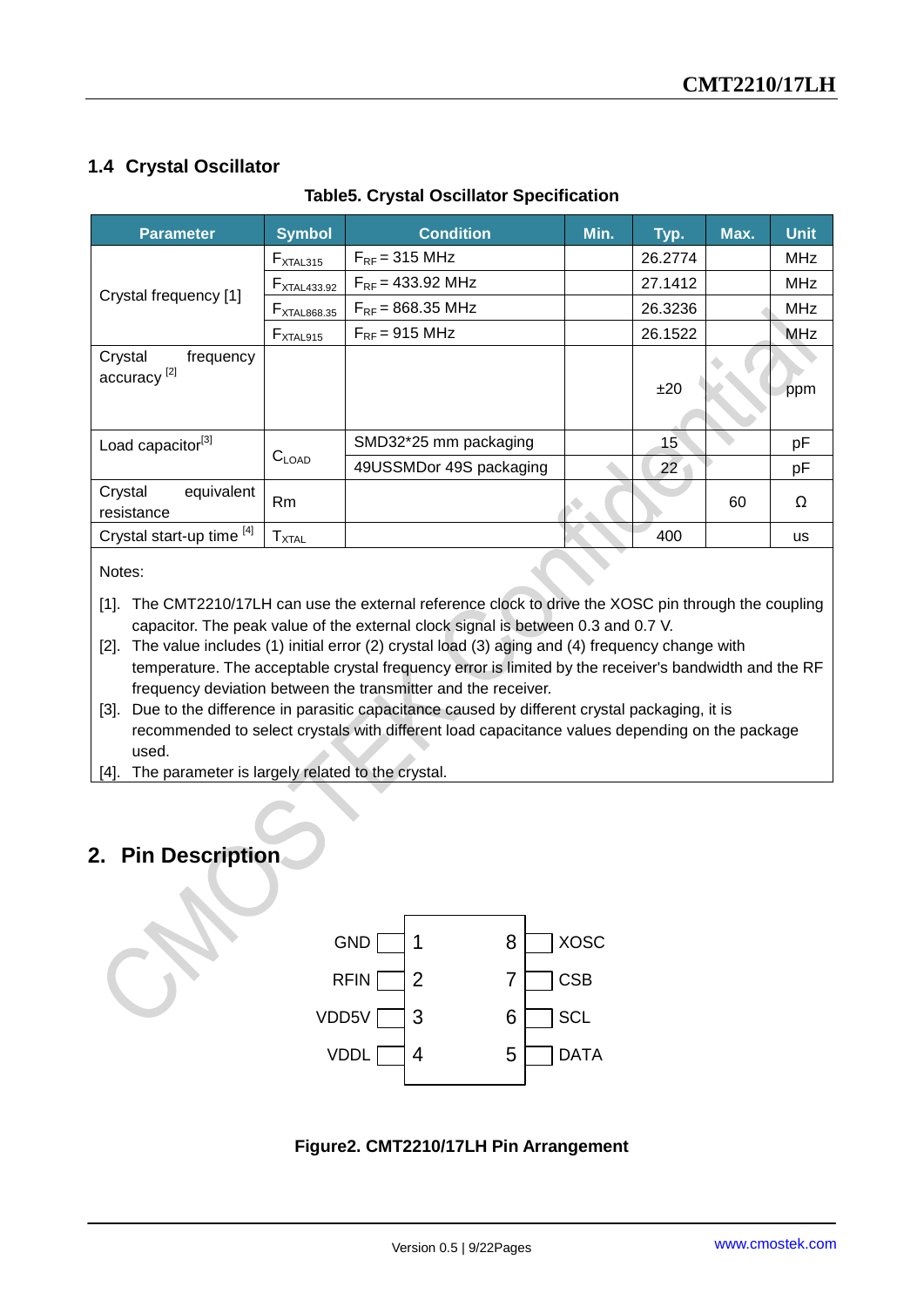## 1.4 Crystal Oscillator

**Table5. Crystal Oscillator Specification**

| Parameter | Symbol | Condition | Min. | Typ. | Max. | Unit |
|---|---|---|---|---|---|---|
| Crystal frequency [1] | $F_{XTAL315}$ | $F_{RF}$ = 315 MHz | | 26.2774 | | MHz |
| | $F_{XTAL433.92}$ | $F_{RF}$ = 433.92 MHz | | 27.1412 | | MHz |
| | $F_{XTAL868.35}$ | $F_{RF}$ = 868.35 MHz | | 26.3236 | | MHz |
| | $F_{XTAL915}$ | $F_{RF}$ = 915 MHz | | 26.1522 | | MHz |
| Crystal frequency accuracy [2] | | | | ±20 | | ppm |
| Load capacitor[3] | $C_{LOAD}$ | SMD32*25 mm packaging | | 15 | | pF |
| | | 49USSMDor 49S packaging | | 22 | | pF |
| Crystal equivalent resistance | Rm | | | | 60 | Ω |
| Crystal start-up time [4] | $T_{XTAL}$ | | | 400 | | us |

Notes:

[1]. The CMT2210/17LH can use the external reference clock to drive the XOSC pin through the coupling capacitor. The peak value of the external clock signal is between 0.3 and 0.7 V.

[2]. The value includes (1) initial error (2) crystal load (3) aging and (4) frequency change with temperature. The acceptable crystal frequency error is limited by the receiver's bandwidth and the RF frequency deviation between the transmitter and the receiver.

[3]. Due to the difference in parasitic capacitance caused by different crystal packaging, it is recommended to select crystals with different load capacitance values depending on the package used.

[4]. The parameter is largely related to the crystal.

# 2. Pin Description

| Pin | Name | Pin | Name |
|---|---|---|---|
| 1 | GND | 8 | XOSC |
| 2 | RFIN | 7 | CSB |
| 3 | VDD5V | 6 | SCL |
| 4 | VDDL | 5 | DATA |

**Figure2. CMT2210/17LH Pin Arrangement**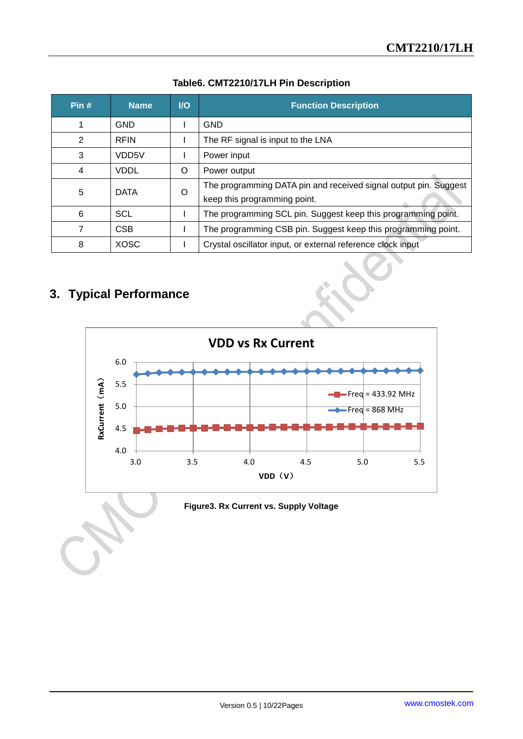**Table6. CMT2210/17LH Pin Description**

| Pin # | Name | I/O | Function Description |
|---|---|---|---|
| 1 | GND | I | GND |
| 2 | RFIN | I | The RF signal is input to the LNA |
| 3 | VDD5V | I | Power input |
| 4 | VDDL | O | Power output |
| 5 | DATA | O | The programming DATA pin and received signal output pin. Suggest keep this programming point. |
| 6 | SCL | I | The programming SCL pin. Suggest keep this programming point. |
| 7 | CSB | I | The programming CSB pin. Suggest keep this programming point. |
| 8 | XOSC | I | Crystal oscillator input, or external reference clock input |

## 3. Typical Performance

**Figure3. Rx Current vs. Supply Voltage**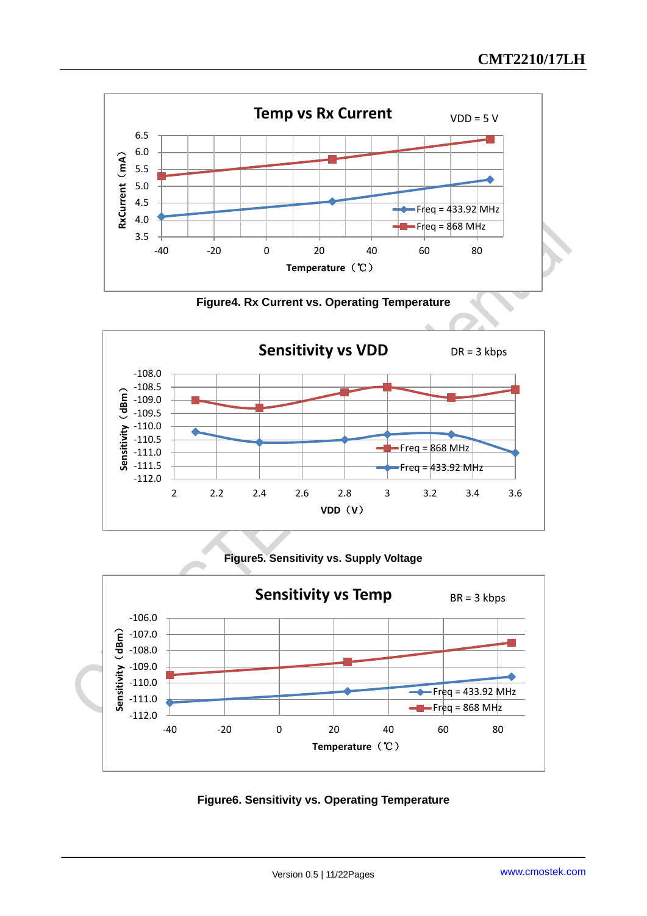Figure4. Rx Current vs. Operating Temperature

Figure5. Sensitivity vs. Supply Voltage

Figure6. Sensitivity vs. Operating Temperature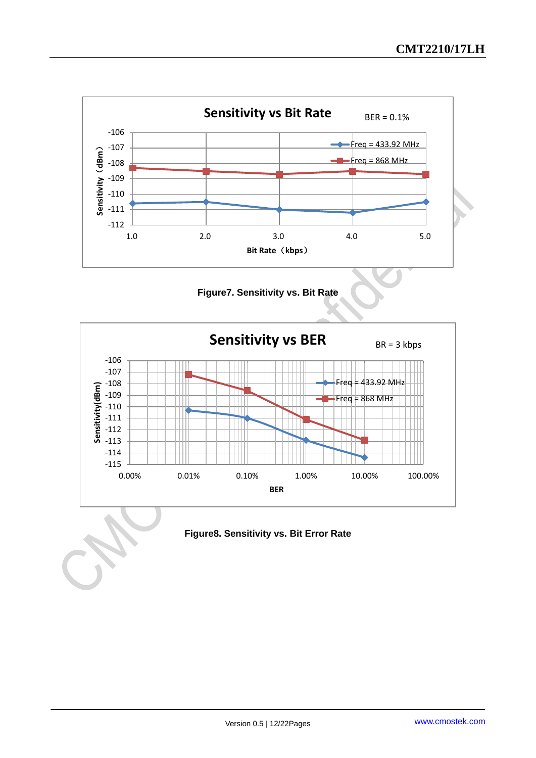**Sensitivity vs Bit Rate**

BER = 0.1%

Figure7. Sensitivity vs. Bit Rate

**Sensitivity vs BER**

BR = 3 kbps

Figure8. Sensitivity vs. Bit Error Rate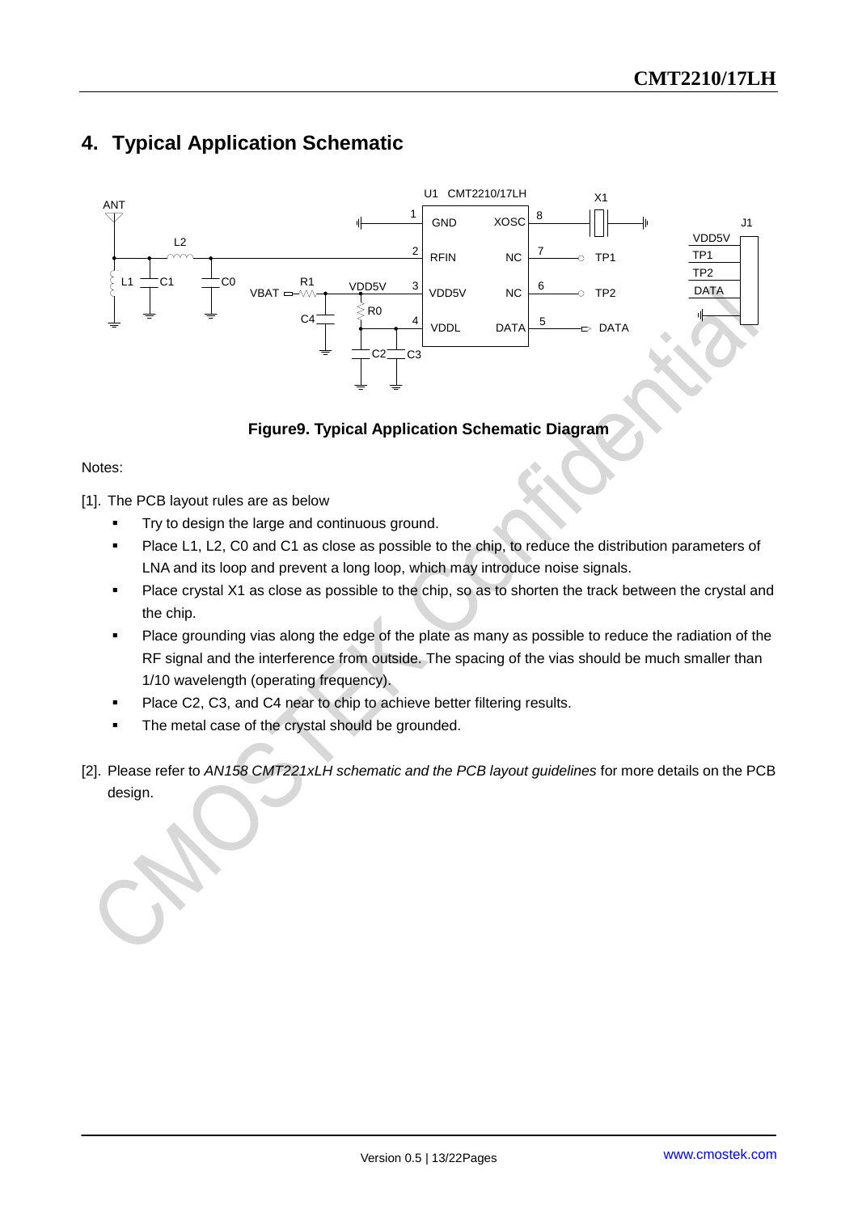## 4. Typical Application Schematic

**Figure9. Typical Application Schematic Diagram**

Notes:

[1]. The PCB layout rules are as below

- Try to design the large and continuous ground.
- Place L1, L2, C0 and C1 as close as possible to the chip, to reduce the distribution parameters of LNA and its loop and prevent a long loop, which may introduce noise signals.
- Place crystal X1 as close as possible to the chip, so as to shorten the track between the crystal and the chip.
- Place grounding vias along the edge of the plate as many as possible to reduce the radiation of the RF signal and the interference from outside. The spacing of the vias should be much smaller than 1/10 wavelength (operating frequency).
- Place C2, C3, and C4 near to chip to achieve better filtering results.
- The metal case of the crystal should be grounded.

[2]. Please refer to *AN158 CMT221xLH schematic and the PCB layout guidelines* for more details on the PCB design.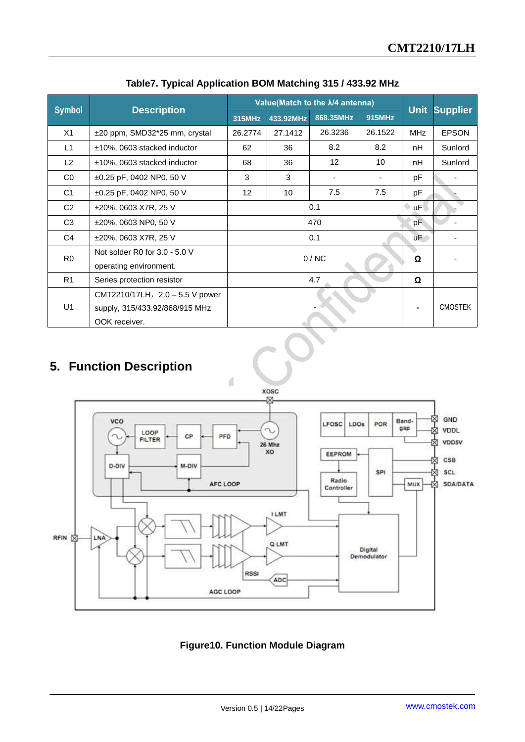**Table7. Typical Application BOM Matching 315 / 433.92 MHz**

| Symbol | Description | Value(Match to the λ/4 antenna) | | | | Unit | Supplier |
|---|---|---|---|---|---|---|---|
| | | 315MHz | 433.92MHz | 868.35MHz | 915MHz | | |
| X1 | ±20 ppm, SMD32*25 mm, crystal | 26.2774 | 27.1412 | 26.3236 | 26.1522 | MHz | EPSON |
| L1 | ±10%, 0603 stacked inductor | 62 | 36 | 8.2 | 8.2 | nH | Sunlord |
| L2 | ±10%, 0603 stacked inductor | 68 | 36 | 12 | 10 | nH | Sunlord |
| C0 | ±0.25 pF, 0402 NP0, 50 V | 3 | 3 | - | - | pF | - |
| C1 | ±0.25 pF, 0402 NP0, 50 V | 12 | 10 | 7.5 | 7.5 | pF | - |
| C2 | ±20%, 0603 X7R, 25 V | 0.1 | | | | uF | - |
| C3 | ±20%, 0603 NP0, 50 V | 470 | | | | pF | - |
| C4 | ±20%, 0603 X7R, 25 V | 0.1 | | | | uF | - |
| R0 | Not solder R0 for 3.0 - 5.0 V operating environment. | 0 / NC | | | | Ω | - |
| R1 | Series protection resistor | 4.7 | | | | Ω | |
| U1 | CMT2210/17LH，2.0 – 5.5 V power supply, 315/433.92/868/915 MHz OOK receiver. | - | | | | - | CMOSTEK |

## 5. Function Description

**Figure10. Function Module Diagram**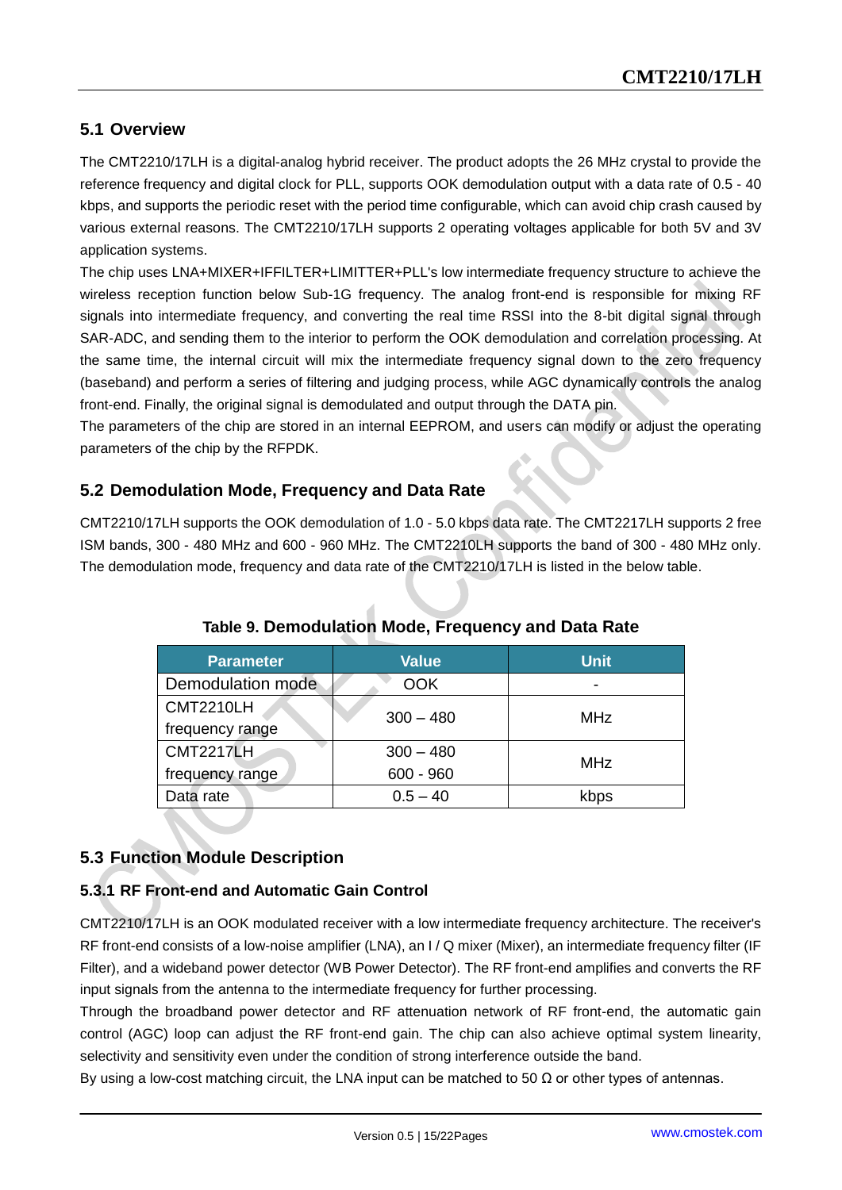## 5.1 Overview

The CMT2210/17LH is a digital-analog hybrid receiver. The product adopts the 26 MHz crystal to provide the reference frequency and digital clock for PLL, supports OOK demodulation output with a data rate of 0.5 - 40 kbps, and supports the periodic reset with the period time configurable, which can avoid chip crash caused by various external reasons. The CMT2210/17LH supports 2 operating voltages applicable for both 5V and 3V application systems.

The chip uses LNA+MIXER+IFFILTER+LIMITTER+PLL's low intermediate frequency structure to achieve the wireless reception function below Sub-1G frequency. The analog front-end is responsible for mixing RF signals into intermediate frequency, and converting the real time RSSI into the 8-bit digital signal through SAR-ADC, and sending them to the interior to perform the OOK demodulation and correlation processing. At the same time, the internal circuit will mix the intermediate frequency signal down to the zero frequency (baseband) and perform a series of filtering and judging process, while AGC dynamically controls the analog front-end. Finally, the original signal is demodulated and output through the DATA pin.

The parameters of the chip are stored in an internal EEPROM, and users can modify or adjust the operating parameters of the chip by the RFPDK.

## 5.2 Demodulation Mode, Frequency and Data Rate

CMT2210/17LH supports the OOK demodulation of 1.0 - 5.0 kbps data rate. The CMT2217LH supports 2 free ISM bands, 300 - 480 MHz and 600 - 960 MHz. The CMT2210LH supports the band of 300 - 480 MHz only. The demodulation mode, frequency and data rate of the CMT2210/17LH is listed in the below table.

**Table 9. Demodulation Mode, Frequency and Data Rate**

| Parameter | Value | Unit |
|---|---|---|
| Demodulation mode | OOK | - |
| CMT2210LH frequency range | 300 – 480 | MHz |
| CMT2217LH frequency range | 300 – 480<br>600 - 960 | MHz |
| Data rate | 0.5 – 40 | kbps |

## 5.3 Function Module Description

### 5.3.1 RF Front-end and Automatic Gain Control

CMT2210/17LH is an OOK modulated receiver with a low intermediate frequency architecture. The receiver's RF front-end consists of a low-noise amplifier (LNA), an I / Q mixer (Mixer), an intermediate frequency filter (IF Filter), and a wideband power detector (WB Power Detector). The RF front-end amplifies and converts the RF input signals from the antenna to the intermediate frequency for further processing.

Through the broadband power detector and RF attenuation network of RF front-end, the automatic gain control (AGC) loop can adjust the RF front-end gain. The chip can also achieve optimal system linearity, selectivity and sensitivity even under the condition of strong interference outside the band.

By using a low-cost matching circuit, the LNA input can be matched to 50 Ω or other types of antennas.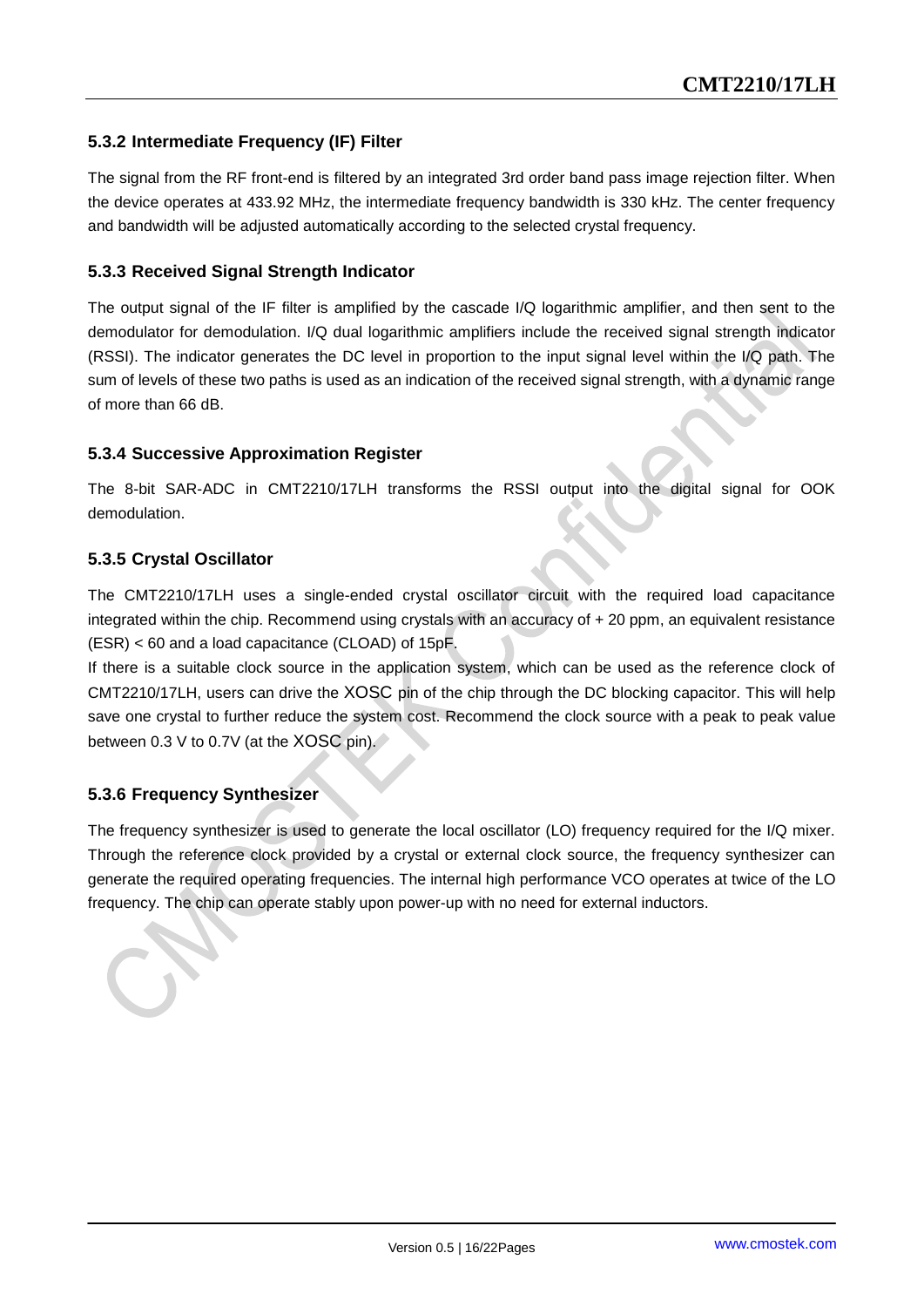### 5.3.2 Intermediate Frequency (IF) Filter

The signal from the RF front-end is filtered by an integrated 3rd order band pass image rejection filter. When the device operates at 433.92 MHz, the intermediate frequency bandwidth is 330 kHz. The center frequency and bandwidth will be adjusted automatically according to the selected crystal frequency.

### 5.3.3 Received Signal Strength Indicator

The output signal of the IF filter is amplified by the cascade I/Q logarithmic amplifier, and then sent to the demodulator for demodulation. I/Q dual logarithmic amplifiers include the received signal strength indicator (RSSI). The indicator generates the DC level in proportion to the input signal level within the I/Q path. The sum of levels of these two paths is used as an indication of the received signal strength, with a dynamic range of more than 66 dB.

### 5.3.4 Successive Approximation Register

The 8-bit SAR-ADC in CMT2210/17LH transforms the RSSI output into the digital signal for OOK demodulation.

### 5.3.5 Crystal Oscillator

The CMT2210/17LH uses a single-ended crystal oscillator circuit with the required load capacitance integrated within the chip. Recommend using crystals with an accuracy of + 20 ppm, an equivalent resistance (ESR) < 60 and a load capacitance (CLOAD) of 15pF.

If there is a suitable clock source in the application system, which can be used as the reference clock of CMT2210/17LH, users can drive the XOSC pin of the chip through the DC blocking capacitor. This will help save one crystal to further reduce the system cost. Recommend the clock source with a peak to peak value between 0.3 V to 0.7V (at the XOSC pin).

### 5.3.6 Frequency Synthesizer

The frequency synthesizer is used to generate the local oscillator (LO) frequency required for the I/Q mixer. Through the reference clock provided by a crystal or external clock source, the frequency synthesizer can generate the required operating frequencies. The internal high performance VCO operates at twice of the LO frequency. The chip can operate stably upon power-up with no need for external inductors.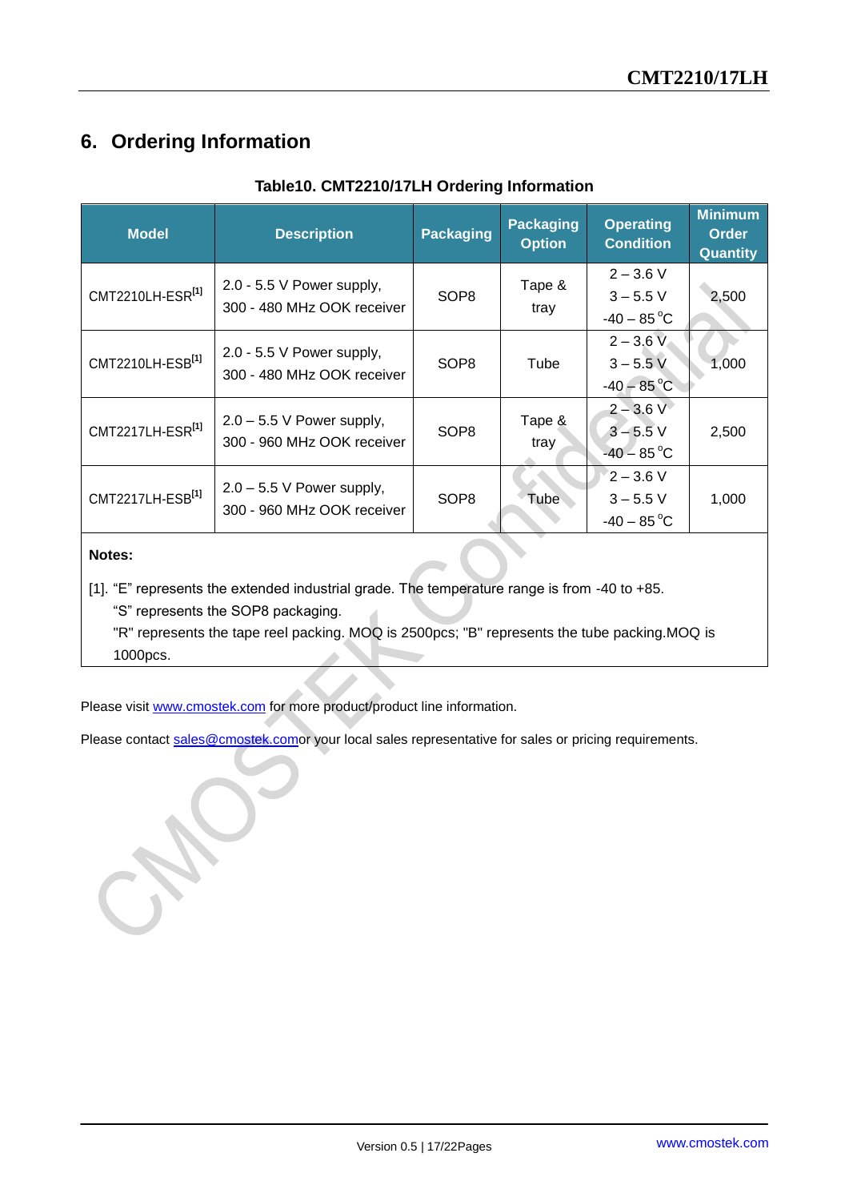## 6. Ordering Information

**Table10. CMT2210/17LH Ordering Information**

| Model | Description | Packaging | Packaging Option | Operating Condition | Minimum Order Quantity |
|---|---|---|---|---|---|
| CMT2210LH-ESR[1] | 2.0 - 5.5 V Power supply, 300 - 480 MHz OOK receiver | SOP8 | Tape & tray | 2 – 3.6 V<br>3 – 5.5 V<br>-40 – 85 °C | 2,500 |
| CMT2210LH-ESB[1] | 2.0 - 5.5 V Power supply, 300 - 480 MHz OOK receiver | SOP8 | Tube | 2 – 3.6 V<br>3 – 5.5 V<br>-40 – 85 °C | 1,000 |
| CMT2217LH-ESR[1] | 2.0 – 5.5 V Power supply, 300 - 960 MHz OOK receiver | SOP8 | Tape & tray | 2 – 3.6 V<br>3 – 5.5 V<br>-40 – 85 °C | 2,500 |
| CMT2217LH-ESB[1] | 2.0 – 5.5 V Power supply, 300 - 960 MHz OOK receiver | SOP8 | Tube | 2 – 3.6 V<br>3 – 5.5 V<br>-40 – 85 °C | 1,000 |

**Notes:**

[1]. "E" represents the extended industrial grade. The temperature range is from -40 to +85.
"S" represents the SOP8 packaging.
"R" represents the tape reel packing. MOQ is 2500pcs; "B" represents the tube packing.MOQ is 1000pcs.

Please visit www.cmostek.com for more product/product line information.

Please contact sales@cmostek.comor your local sales representative for sales or pricing requirements.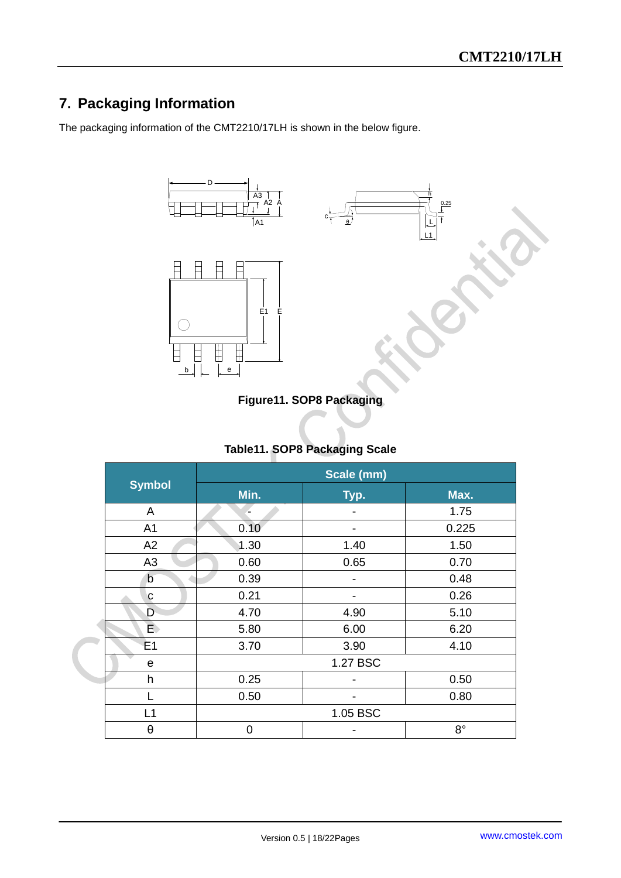## 7. Packaging Information

The packaging information of the CMT2210/17LH is shown in the below figure.

**Figure11. SOP8 Packaging**

**Table11. SOP8 Packaging Scale**

| Symbol | Scale (mm) | | |
|---|---|---|---|
| | Min. | Typ. | Max. |
| A | - | - | 1.75 |
| A1 | 0.10 | - | 0.225 |
| A2 | 1.30 | 1.40 | 1.50 |
| A3 | 0.60 | 0.65 | 0.70 |
| b | 0.39 | - | 0.48 |
| c | 0.21 | - | 0.26 |
| D | 4.70 | 4.90 | 5.10 |
| E | 5.80 | 6.00 | 6.20 |
| E1 | 3.70 | 3.90 | 4.10 |
| e | 1.27 BSC | | |
| h | 0.25 | - | 0.50 |
| L | 0.50 | - | 0.80 |
| L1 | 1.05 BSC | | |
| θ | 0 | - | 8° |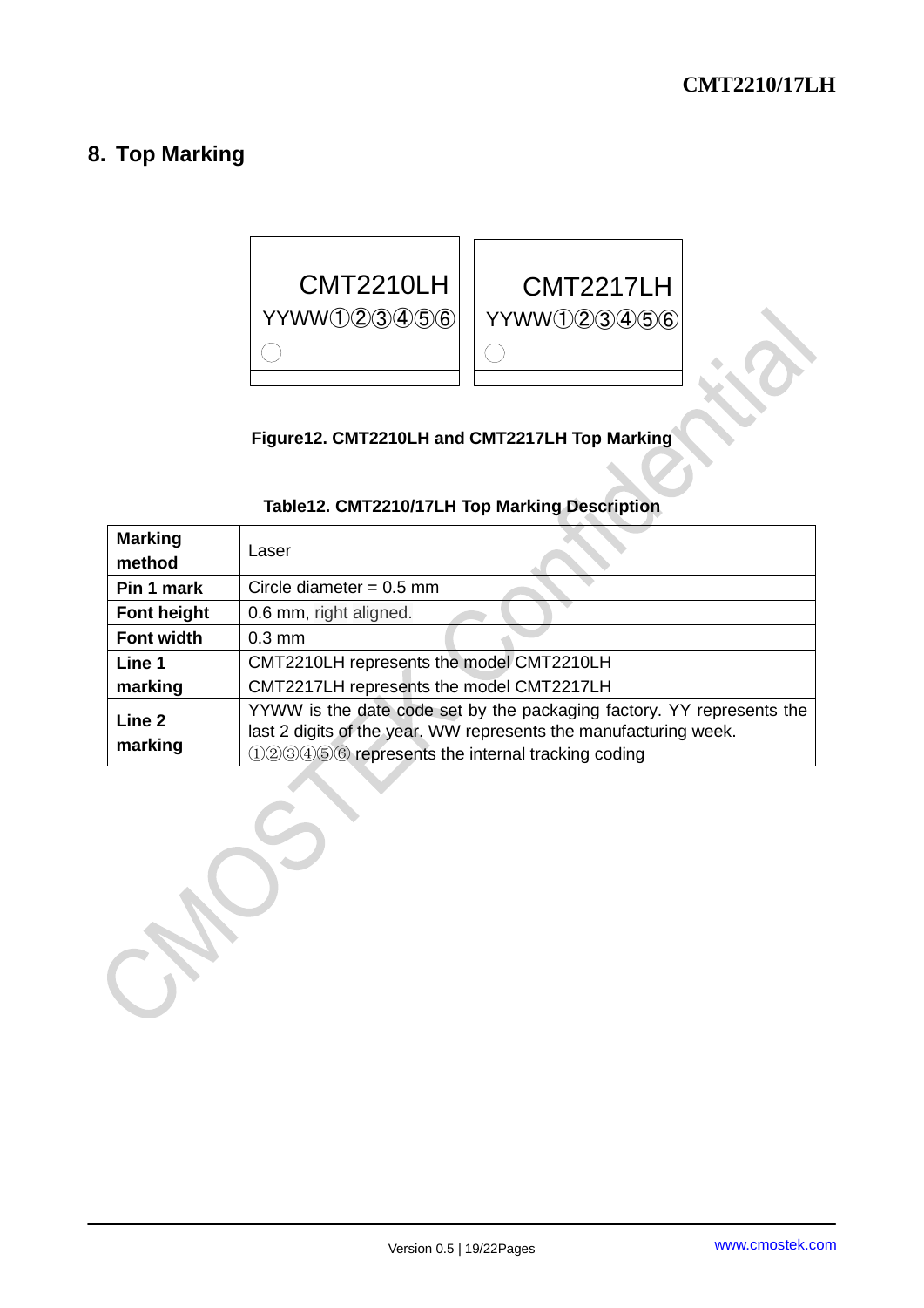## 8. Top Marking

CMT2210LH
YYWW①②③④⑤⑥

CMT2217LH
YYWW①②③④⑤⑥

**Figure12. CMT2210LH and CMT2217LH Top Marking**

**Table12. CMT2210/17LH Top Marking Description**

| **Marking method** | Laser |
|---|---|
| **Pin 1 mark** | Circle diameter = 0.5 mm |
| **Font height** | 0.6 mm, right aligned. |
| **Font width** | 0.3 mm |
| **Line 1 marking** | CMT2210LH represents the model CMT2210LH<br>CMT2217LH represents the model CMT2217LH |
| **Line 2 marking** | YYWW is the date code set by the packaging factory. YY represents the last 2 digits of the year. WW represents the manufacturing week.<br>①②③④⑤⑥ represents the internal tracking coding |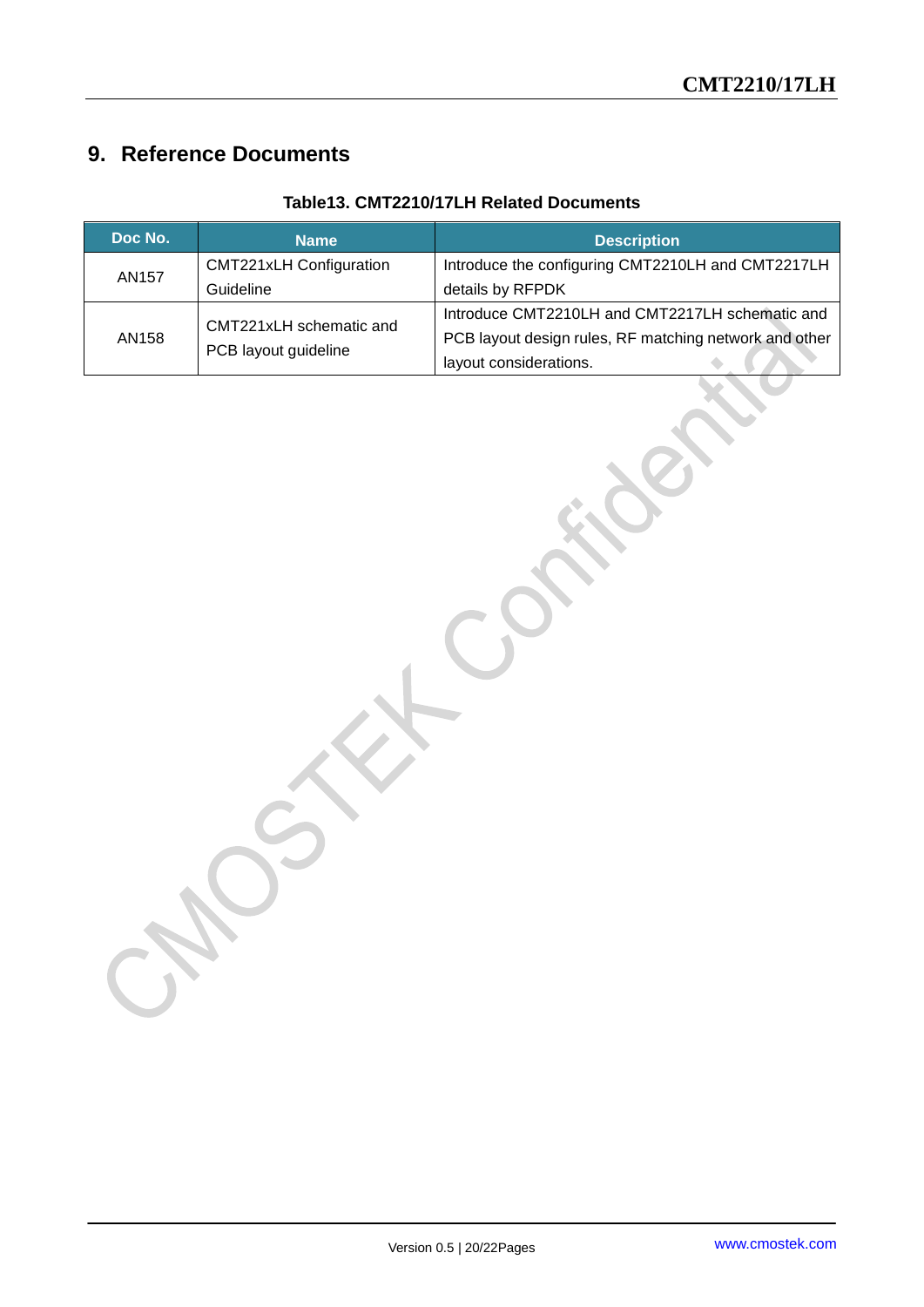# 9. Reference Documents

**Table13. CMT2210/17LH Related Documents**

| Doc No. | Name | Description |
|---|---|---|
| AN157 | CMT221xLH Configuration Guideline | Introduce the configuring CMT2210LH and CMT2217LH details by RFPDK |
| AN158 | CMT221xLH schematic and PCB layout guideline | Introduce CMT2210LH and CMT2217LH schematic and PCB layout design rules, RF matching network and other layout considerations. |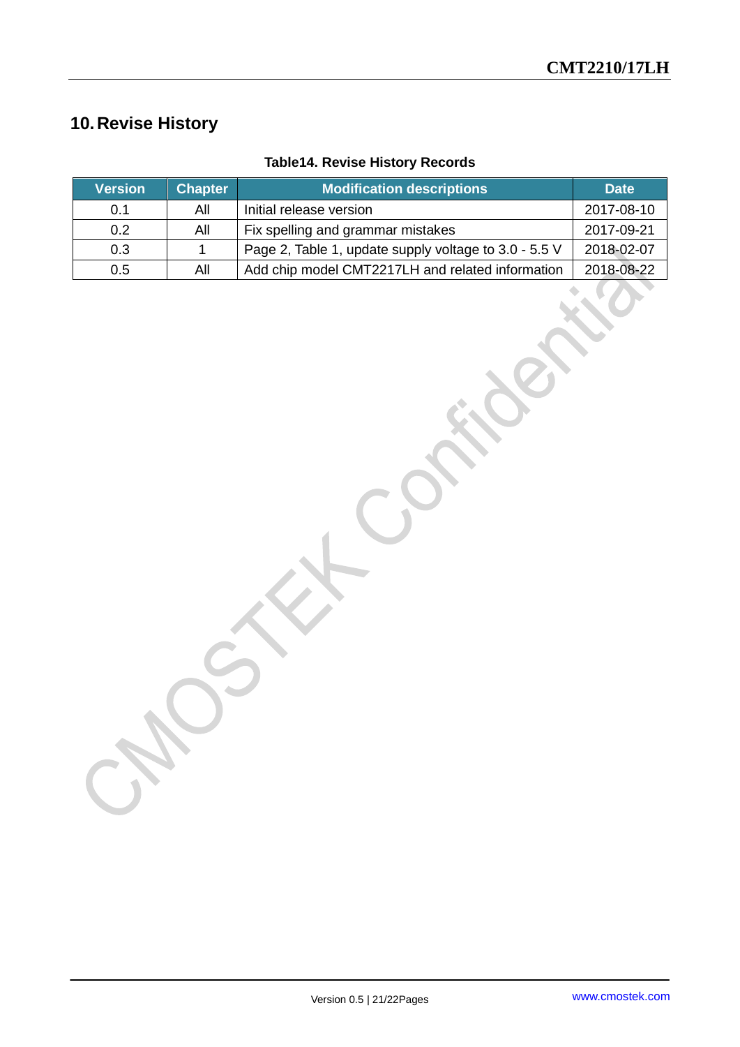# 10. Revise History

**Table14. Revise History Records**

| Version | Chapter | Modification descriptions | Date |
|---|---|---|---|
| 0.1 | All | Initial release version | 2017-08-10 |
| 0.2 | All | Fix spelling and grammar mistakes | 2017-09-21 |
| 0.3 | 1 | Page 2, Table 1, update supply voltage to 3.0 - 5.5 V | 2018-02-07 |
| 0.5 | All | Add chip model CMT2217LH and related information | 2018-08-22 |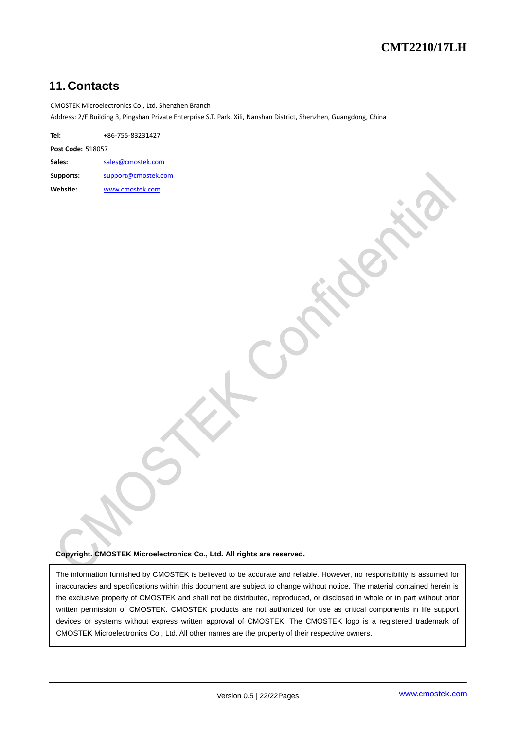# 11. Contacts

CMOSTEK Microelectronics Co., Ltd. Shenzhen Branch

Address: 2/F Building 3, Pingshan Private Enterprise S.T. Park, Xili, Nanshan District, Shenzhen, Guangdong, China

**Tel:** +86-755-83231427

**Post Code:** 518057

**Sales:** sales@cmostek.com

**Supports:** support@cmostek.com

**Website:** www.cmostek.com

**Copyright. CMOSTEK Microelectronics Co., Ltd. All rights are reserved.**

The information furnished by CMOSTEK is believed to be accurate and reliable. However, no responsibility is assumed for inaccuracies and specifications within this document are subject to change without notice. The material contained herein is the exclusive property of CMOSTEK and shall not be distributed, reproduced, or disclosed in whole or in part without prior written permission of CMOSTEK. CMOSTEK products are not authorized for use as critical components in life support devices or systems without express written approval of CMOSTEK. The CMOSTEK logo is a registered trademark of CMOSTEK Microelectronics Co., Ltd. All other names are the property of their respective owners.